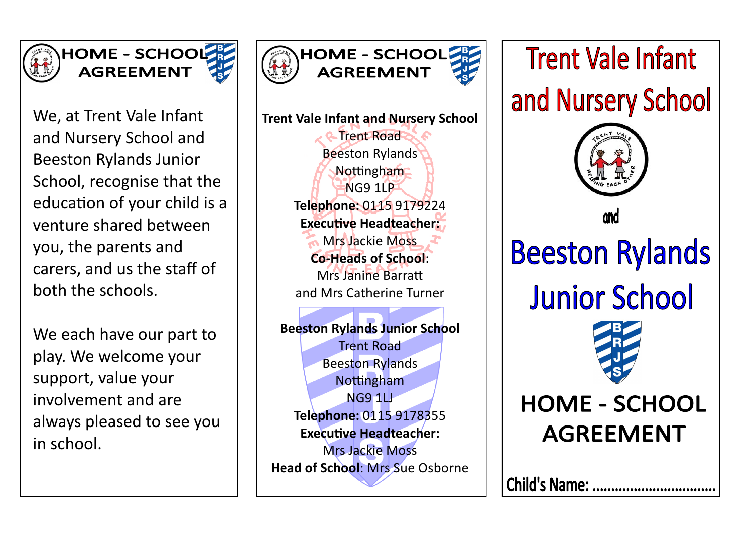# HOME - SCHOOL AGREEMENT

We, at Trent Vale Infant and Nursery School and Beeston Rylands Junior School, recognise that the education of your child is a venture shared between you, the parents and carers, and us the staff of both the schools.

We each have our part to play. We welcome your support, value your involvement and are always pleased to see you in school.

# HOME - SCHOOL AGREEMENT

**Trent Vale Infant and Nursery School**
Trent Road
Beeston Rylands
Nottingham
NG9 1LP
**Telephone:** 0115 9179224
**Executive Headteacher:**
Mrs Jackie Moss
**Co-Heads of School**:
Mrs Janine Barratt
and Mrs Catherine Turner

**Beeston Rylands Junior School**
Trent Road
Beeston Rylands
Nottingham
NG9 1LJ
**Telephone:** 0115 9178355
**Executive Headteacher:**
Mrs Jackie Moss
**Head of School**: Mrs Sue Osborne

# Trent Vale Infant and Nursery School

and

# Beeston Rylands Junior School

# HOME - SCHOOL AGREEMENT

Child's Name: ................................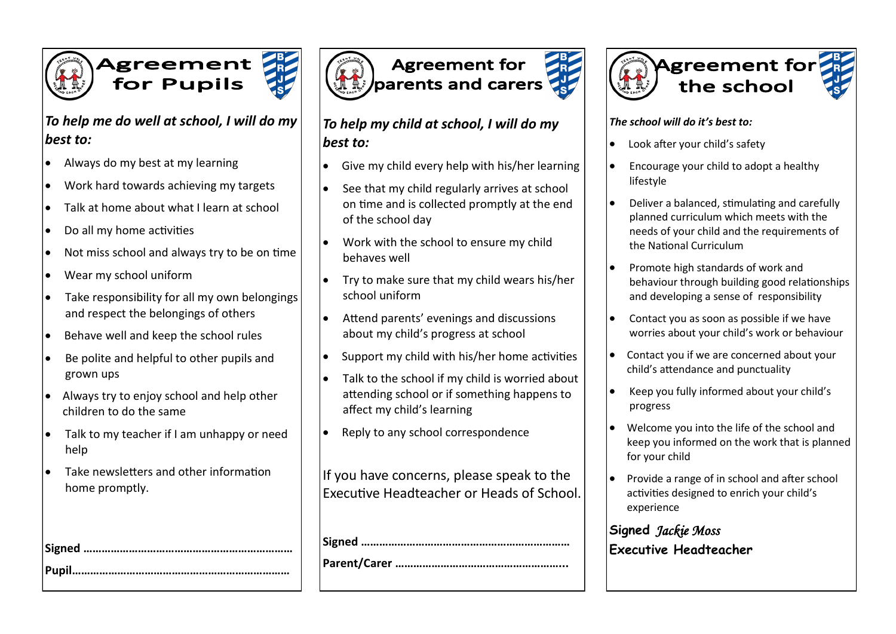# Agreement for Pupils

***To help me do well at school, I will do my best to:***

- Always do my best at my learning
- Work hard towards achieving my targets
- Talk at home about what I learn at school
- Do all my home activities
- Not miss school and always try to be on time
- Wear my school uniform
- Take responsibility for all my own belongings and respect the belongings of others
- Behave well and keep the school rules
- Be polite and helpful to other pupils and grown ups
- Always try to enjoy school and help other children to do the same
- Talk to my teacher if I am unhappy or need help
- Take newsletters and other information home promptly.

**Signed ……………………………………………………………**

**Pupil………………………………………………………………**

# Agreement for parents and carers

***To help my child at school, I will do my best to:***

- Give my child every help with his/her learning
- See that my child regularly arrives at school on time and is collected promptly at the end of the school day
- Work with the school to ensure my child behaves well
- Try to make sure that my child wears his/her school uniform
- Attend parents' evenings and discussions about my child's progress at school
- Support my child with his/her home activities
- Talk to the school if my child is worried about attending school or if something happens to affect my child's learning
- Reply to any school correspondence

If you have concerns, please speak to the Executive Headteacher or Heads of School.

**Signed ……………………………………………………………**

**Parent/Carer ………………………………………………..**

# Agreement for the school

***The school will do it's best to:***

- Look after your child's safety
- Encourage your child to adopt a healthy lifestyle
- Deliver a balanced, stimulating and carefully planned curriculum which meets with the needs of your child and the requirements of the National Curriculum
- Promote high standards of work and behaviour through building good relationships and developing a sense of responsibility
- Contact you as soon as possible if we have worries about your child's work or behaviour
- Contact you if we are concerned about your child's attendance and punctuality
- Keep you fully informed about your child's progress
- Welcome you into the life of the school and keep you informed on the work that is planned for your child
- Provide a range of in school and after school activities designed to enrich your child's experience

**Signed** *Jackie Moss*

**Executive Headteacher**